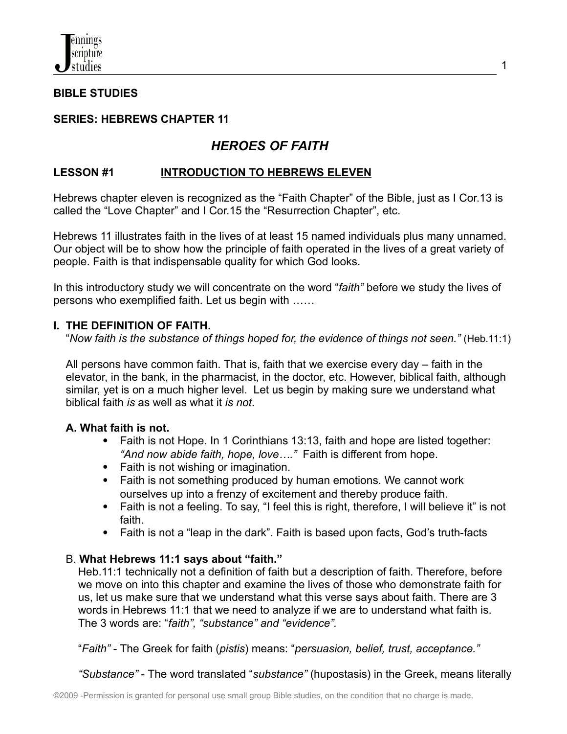**BIBLE STUDIES**

**SERIES: HEBREWS CHAPTER 11**

# *HEROES OF FAITH*

## LESSON #1 INTRODUCTION TO HEBREWS ELEVEN

Hebrews chapter eleven is recognized as the “Faith Chapter” of the Bible, just as I Cor.13 is called the “Love Chapter” and I Cor.15 the “Resurrection Chapter”, etc.

Hebrews 11 illustrates faith in the lives of at least 15 named individuals plus many unnamed. Our object will be to show how the principle of faith operated in the lives of a great variety of people. Faith is that indispensable quality for which God looks.

In this introductory study we will concentrate on the word “*faith”* before we study the lives of persons who exemplified faith. Let us begin with ……

### I. THE DEFINITION OF FAITH.

“*Now faith is the substance of things hoped for, the evidence of things not seen.”* (Heb.11:1)

All persons have common faith. That is, faith that we exercise every day – faith in the elevator, in the bank, in the pharmacist, in the doctor, etc. However, biblical faith, although similar, yet is on a much higher level. Let us begin by making sure we understand what biblical faith *is* as well as what it *is not*.

#### A. What faith is not.

- Faith is not Hope. In 1 Corinthians 13:13, faith and hope are listed together: *“And now abide faith, hope, love….”* Faith is different from hope.
- Faith is not wishing or imagination.
- Faith is not something produced by human emotions. We cannot work ourselves up into a frenzy of excitement and thereby produce faith.
- Faith is not a feeling. To say, “I feel this is right, therefore, I will believe it” is not faith.
- Faith is not a “leap in the dark”. Faith is based upon facts, God’s truth-facts

#### B. What Hebrews 11:1 says about “faith.”

Heb.11:1 technically not a definition of faith but a description of faith. Therefore, before we move on into this chapter and examine the lives of those who demonstrate faith for us, let us make sure that we understand what this verse says about faith. There are 3 words in Hebrews 11:1 that we need to analyze if we are to understand what faith is. The 3 words are: “*faith”, “substance” and “evidence”.*

“*Faith”* - The Greek for faith (*pistis*) means: “*persuasion, belief, trust, acceptance.”*

*“Substance”* - The word translated “*substance”* (hupostasis) in the Greek, means literally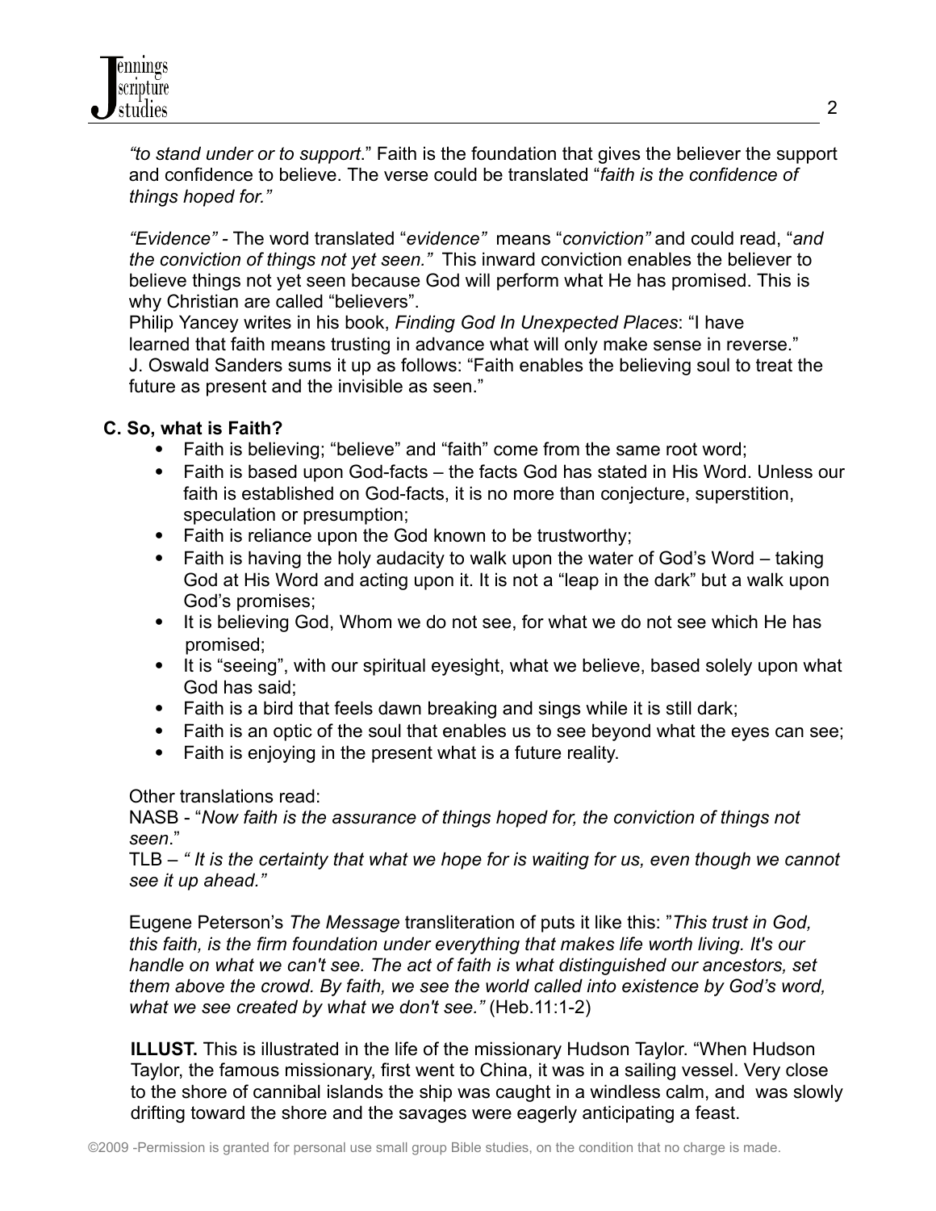*"to stand under or to support*." Faith is the foundation that gives the believer the support and confidence to believe. The verse could be translated "*faith is the confidence of things hoped for."*

*"Evidence"* - The word translated "*evidence"* means "*conviction"* and could read, "*and the conviction of things not yet seen."* This inward conviction enables the believer to believe things not yet seen because God will perform what He has promised. This is why Christian are called "believers".
Philip Yancey writes in his book, *Finding God In Unexpected Places*: "I have learned that faith means trusting in advance what will only make sense in reverse."
J. Oswald Sanders sums it up as follows: "Faith enables the believing soul to treat the future as present and the invisible as seen."

**C. So, what is Faith?**

- Faith is believing; "believe" and "faith" come from the same root word;
- Faith is based upon God-facts – the facts God has stated in His Word. Unless our faith is established on God-facts, it is no more than conjecture, superstition, speculation or presumption;
- Faith is reliance upon the God known to be trustworthy;
- Faith is having the holy audacity to walk upon the water of God's Word – taking God at His Word and acting upon it. It is not a "leap in the dark" but a walk upon God's promises;
- It is believing God, Whom we do not see, for what we do not see which He has promised;
- It is "seeing", with our spiritual eyesight, what we believe, based solely upon what God has said;
- Faith is a bird that feels dawn breaking and sings while it is still dark;
- Faith is an optic of the soul that enables us to see beyond what the eyes can see;
- Faith is enjoying in the present what is a future reality.

Other translations read:
NASB - "*Now faith is the assurance of things hoped for, the conviction of things not seen*."
TLB – *" It is the certainty that what we hope for is waiting for us, even though we cannot see it up ahead."*

Eugene Peterson's *The Message* transliteration of puts it like this: "*This trust in God, this faith, is the firm foundation under everything that makes life worth living. It's our handle on what we can't see. The act of faith is what distinguished our ancestors, set them above the crowd. By faith, we see the world called into existence by God's word, what we see created by what we don't see."* (Heb.11:1-2)

**ILLUST.** This is illustrated in the life of the missionary Hudson Taylor. "When Hudson Taylor, the famous missionary, first went to China, it was in a sailing vessel. Very close to the shore of cannibal islands the ship was caught in a windless calm, and was slowly drifting toward the shore and the savages were eagerly anticipating a feast.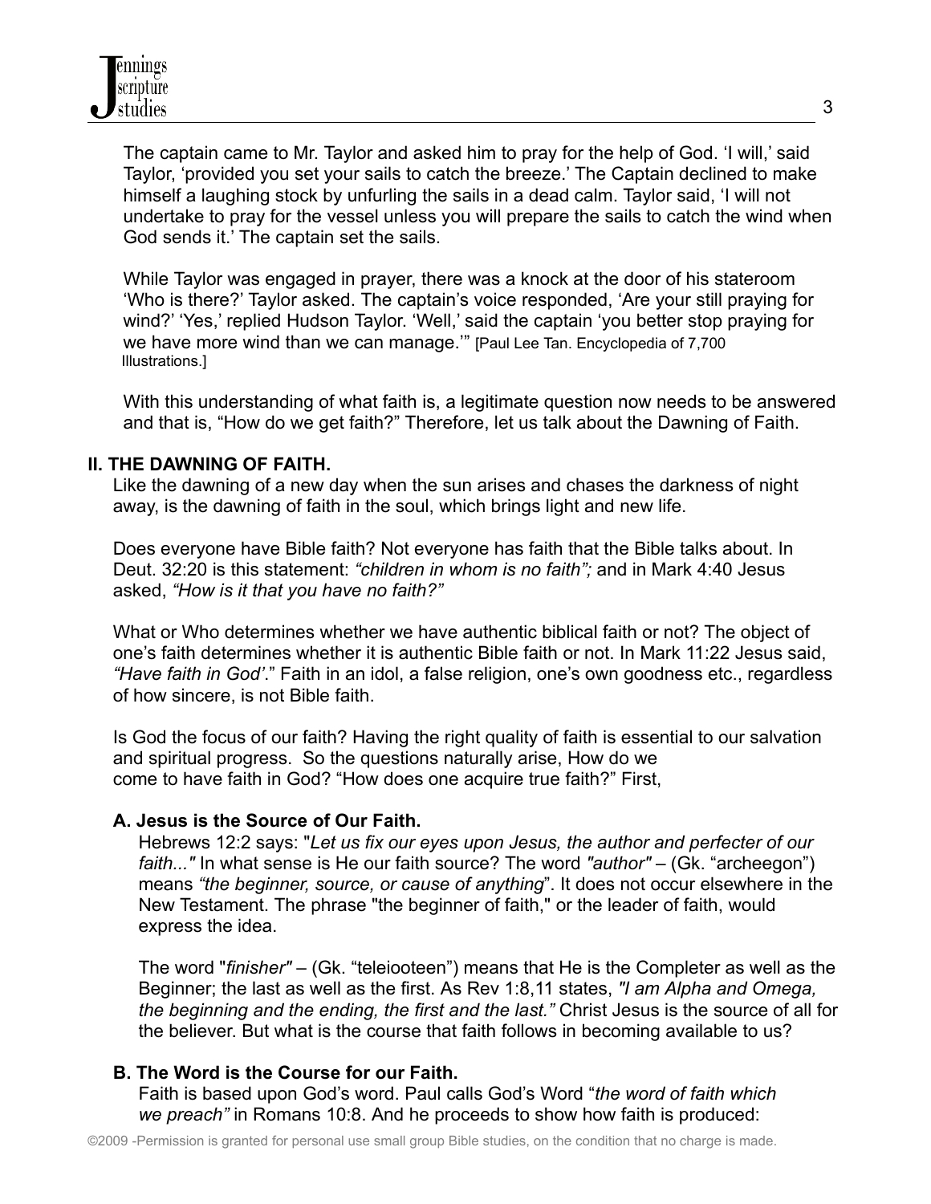The captain came to Mr. Taylor and asked him to pray for the help of God. 'I will,' said Taylor, 'provided you set your sails to catch the breeze.' The Captain declined to make himself a laughing stock by unfurling the sails in a dead calm. Taylor said, 'I will not undertake to pray for the vessel unless you will prepare the sails to catch the wind when God sends it.' The captain set the sails.

While Taylor was engaged in prayer, there was a knock at the door of his stateroom 'Who is there?' Taylor asked. The captain's voice responded, 'Are your still praying for wind?' 'Yes,' replied Hudson Taylor. 'Well,' said the captain 'you better stop praying for we have more wind than we can manage.'" [Paul Lee Tan. Encyclopedia of 7,700 Illustrations.]

With this understanding of what faith is, a legitimate question now needs to be answered and that is, "How do we get faith?" Therefore, let us talk about the Dawning of Faith.

## II. THE DAWNING OF FAITH.

Like the dawning of a new day when the sun arises and chases the darkness of night away, is the dawning of faith in the soul, which brings light and new life.

Does everyone have Bible faith? Not everyone has faith that the Bible talks about. In Deut. 32:20 is this statement: *"children in whom is no faith";* and in Mark 4:40 Jesus asked, *"How is it that you have no faith?"*

What or Who determines whether we have authentic biblical faith or not? The object of one's faith determines whether it is authentic Bible faith or not. In Mark 11:22 Jesus said, *"Have faith in God'*." Faith in an idol, a false religion, one's own goodness etc., regardless of how sincere, is not Bible faith.

Is God the focus of our faith? Having the right quality of faith is essential to our salvation and spiritual progress. So the questions naturally arise, How do we come to have faith in God? "How does one acquire true faith?" First,

### A. Jesus is the Source of Our Faith.

Hebrews 12:2 says: "*Let us fix our eyes upon Jesus, the author and perfecter of our faith..."* In what sense is He our faith source? The word *"author"* – (Gk. "archeegon") means *"the beginner, source, or cause of anything*". It does not occur elsewhere in the New Testament. The phrase "the beginner of faith," or the leader of faith, would express the idea.

The word "*finisher"* – (Gk. "teleiooteen") means that He is the Completer as well as the Beginner; the last as well as the first. As Rev 1:8,11 states, *"I am Alpha and Omega, the beginning and the ending, the first and the last."* Christ Jesus is the source of all for the believer. But what is the course that faith follows in becoming available to us?

### B. The Word is the Course for our Faith.

Faith is based upon God's word. Paul calls God's Word "*the word of faith which we preach"* in Romans 10:8. And he proceeds to show how faith is produced: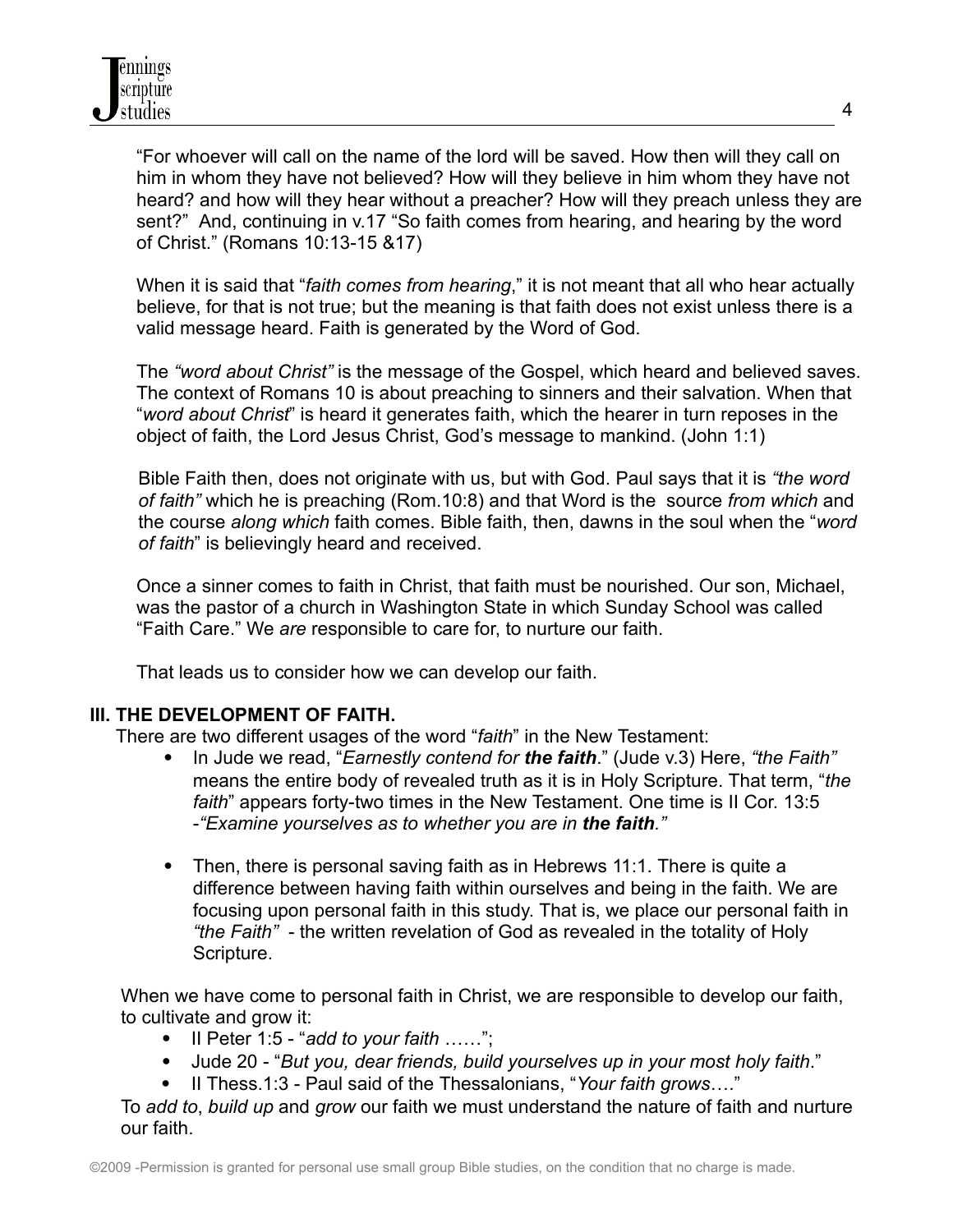"For whoever will call on the name of the lord will be saved. How then will they call on him in whom they have not believed? How will they believe in him whom they have not heard? and how will they hear without a preacher? How will they preach unless they are sent?" And, continuing in v.17 "So faith comes from hearing, and hearing by the word of Christ." (Romans 10:13-15 &17)

When it is said that "*faith comes from hearing*," it is not meant that all who hear actually believe, for that is not true; but the meaning is that faith does not exist unless there is a valid message heard. Faith is generated by the Word of God.

The *"word about Christ"* is the message of the Gospel, which heard and believed saves. The context of Romans 10 is about preaching to sinners and their salvation. When that "*word about Christ*" is heard it generates faith, which the hearer in turn reposes in the object of faith, the Lord Jesus Christ, God's message to mankind. (John 1:1)

Bible Faith then, does not originate with us, but with God. Paul says that it is *"the word of faith"* which he is preaching (Rom.10:8) and that Word is the source *from which* and the course *along which* faith comes. Bible faith, then, dawns in the soul when the "*word of faith*" is believingly heard and received.

Once a sinner comes to faith in Christ, that faith must be nourished. Our son, Michael, was the pastor of a church in Washington State in which Sunday School was called "Faith Care." We *are* responsible to care for, to nurture our faith.

That leads us to consider how we can develop our faith.

**III. THE DEVELOPMENT OF FAITH.**

There are two different usages of the word "*faith*" in the New Testament:

- In Jude we read, "*Earnestly contend for **the faith***." (Jude v.3) Here, *"the Faith"* means the entire body of revealed truth as it is in Holy Scripture. That term, "*the faith*" appears forty-two times in the New Testament. One time is II Cor. 13:5 -*"Examine yourselves as to whether you are in **the faith**."*

- Then, there is personal saving faith as in Hebrews 11:1. There is quite a difference between having faith within ourselves and being in the faith. We are focusing upon personal faith in this study. That is, we place our personal faith in *"the Faith"* - the written revelation of God as revealed in the totality of Holy Scripture.

When we have come to personal faith in Christ, we are responsible to develop our faith, to cultivate and grow it:

- II Peter 1:5 - "*add to your faith* ……";
- Jude 20 - "*But you, dear friends, build yourselves up in your most holy faith*."
- II Thess.1:3 - Paul said of the Thessalonians, "*Your faith grows*…."

To *add to*, *build up* and *grow* our faith we must understand the nature of faith and nurture our faith.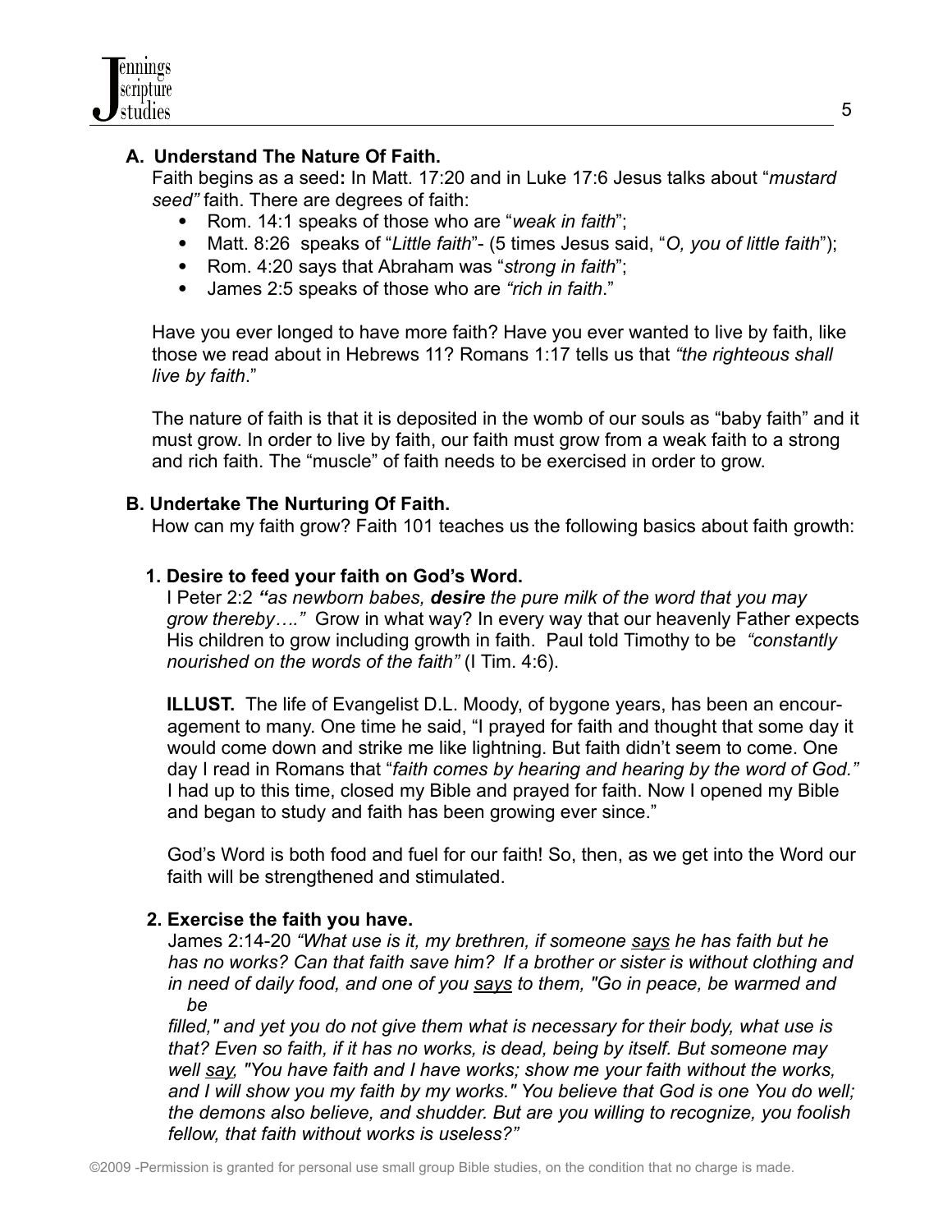### A. Understand The Nature Of Faith.

Faith begins as a seed**:** In Matt. 17:20 and in Luke 17:6 Jesus talks about "*mustard seed"* faith. There are degrees of faith:

- Rom. 14:1 speaks of those who are "*weak in faith*";
- Matt. 8:26 speaks of "*Little faith*"- (5 times Jesus said, "*O, you of little faith*");
- Rom. 4:20 says that Abraham was "*strong in faith*";
- James 2:5 speaks of those who are *"rich in faith*."

Have you ever longed to have more faith? Have you ever wanted to live by faith, like those we read about in Hebrews 11? Romans 1:17 tells us that *"the righteous shall live by faith*."

The nature of faith is that it is deposited in the womb of our souls as "baby faith" and it must grow. In order to live by faith, our faith must grow from a weak faith to a strong and rich faith. The "muscle" of faith needs to be exercised in order to grow.

### B. Undertake The Nurturing Of Faith.

How can my faith grow? Faith 101 teaches us the following basics about faith growth:

#### 1. Desire to feed your faith on God's Word.

I Peter 2:2 ***"****as newborn babes,* ***desire*** *the pure milk of the word that you may grow thereby…."* Grow in what way? In every way that our heavenly Father expects His children to grow including growth in faith. Paul told Timothy to be *"constantly nourished on the words of the faith"* (I Tim. 4:6).

**ILLUST.** The life of Evangelist D.L. Moody, of bygone years, has been an encouragement to many. One time he said, "I prayed for faith and thought that some day it would come down and strike me like lightning. But faith didn't seem to come. One day I read in Romans that "*faith comes by hearing and hearing by the word of God."* I had up to this time, closed my Bible and prayed for faith. Now I opened my Bible and began to study and faith has been growing ever since."

God's Word is both food and fuel for our faith! So, then, as we get into the Word our faith will be strengthened and stimulated.

#### 2. Exercise the faith you have.

James 2:14-20 *"What use is it, my brethren, if someone <u>says</u> he has faith but he has no works? Can that faith save him? If a brother or sister is without clothing and in need of daily food, and one of you <u>says</u> to them, "Go in peace, be warmed and be filled," and yet you do not give them what is necessary for their body, what use is that? Even so faith, if it has no works, is dead, being by itself. But someone may well <u>say</u>, "You have faith and I have works; show me your faith without the works, and I will show you my faith by my works." You believe that God is one You do well; the demons also believe, and shudder. But are you willing to recognize, you foolish fellow, that faith without works is useless?"*

©2009 -Permission is granted for personal use small group Bible studies, on the condition that no charge is made.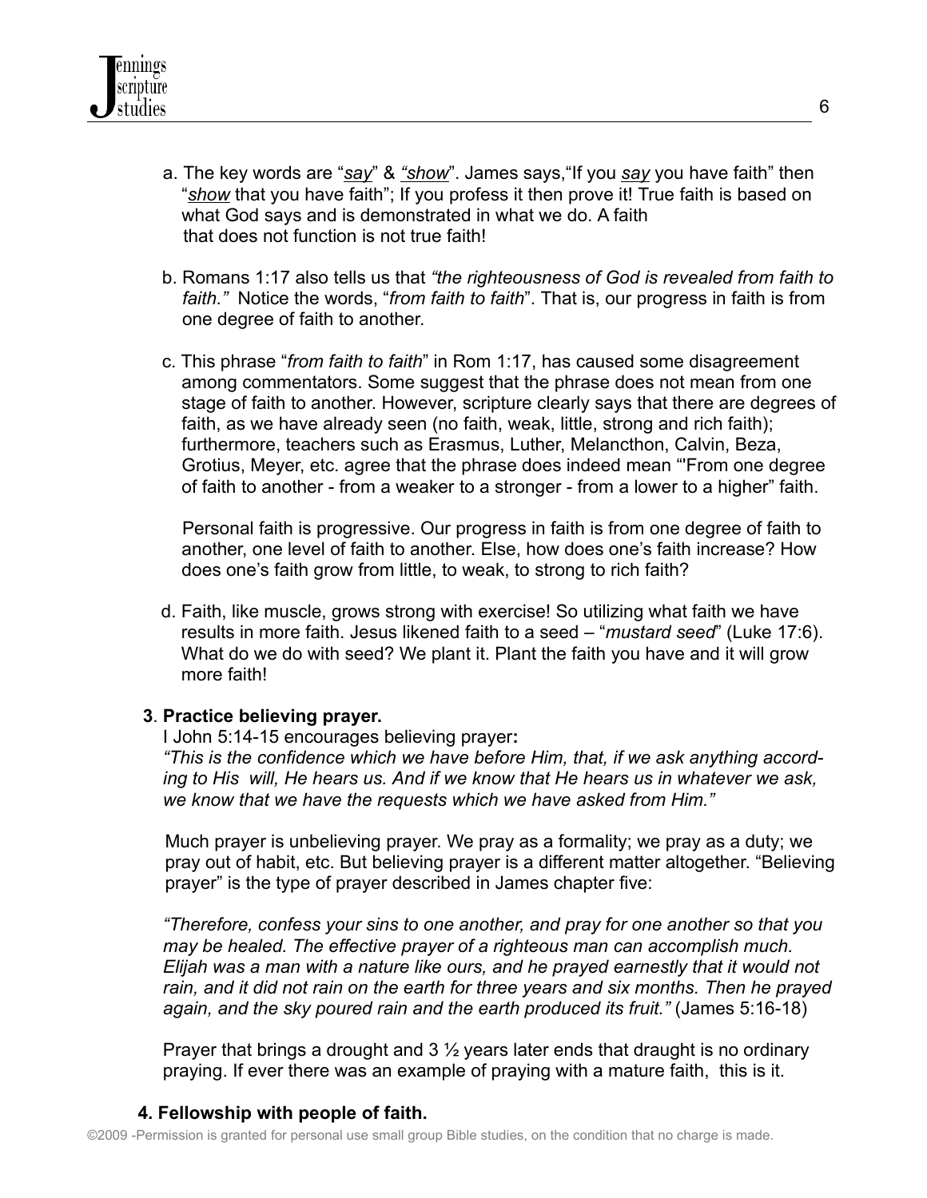a. The key words are "*say*" & *"show*". James says,"If you *say* you have faith" then "*show* that you have faith"; If you profess it then prove it! True faith is based on what God says and is demonstrated in what we do. A faith that does not function is not true faith!

b. Romans 1:17 also tells us that *"the righteousness of God is revealed from faith to faith."* Notice the words, "*from faith to faith*". That is, our progress in faith is from one degree of faith to another.

c. This phrase "*from faith to faith*" in Rom 1:17, has caused some disagreement among commentators. Some suggest that the phrase does not mean from one stage of faith to another. However, scripture clearly says that there are degrees of faith, as we have already seen (no faith, weak, little, strong and rich faith); furthermore, teachers such as Erasmus, Luther, Melancthon, Calvin, Beza, Grotius, Meyer, etc. agree that the phrase does indeed mean "'From one degree of faith to another - from a weaker to a stronger - from a lower to a higher" faith.

   Personal faith is progressive. Our progress in faith is from one degree of faith to another, one level of faith to another. Else, how does one's faith increase? How does one's faith grow from little, to weak, to strong to rich faith?

d. Faith, like muscle, grows strong with exercise! So utilizing what faith we have results in more faith. Jesus likened faith to a seed – "*mustard seed*" (Luke 17:6). What do we do with seed? We plant it. Plant the faith you have and it will grow more faith!

**3**. **Practice believing prayer.**

I John 5:14-15 encourages believing prayer**:**
*"This is the confidence which we have before Him, that, if we ask anything according to His will, He hears us. And if we know that He hears us in whatever we ask, we know that we have the requests which we have asked from Him."*

Much prayer is unbelieving prayer. We pray as a formality; we pray as a duty; we pray out of habit, etc. But believing prayer is a different matter altogether. "Believing prayer" is the type of prayer described in James chapter five:

*"Therefore, confess your sins to one another, and pray for one another so that you may be healed. The effective prayer of a righteous man can accomplish much. Elijah was a man with a nature like ours, and he prayed earnestly that it would not rain, and it did not rain on the earth for three years and six months. Then he prayed again, and the sky poured rain and the earth produced its fruit."* (James 5:16-18)

Prayer that brings a drought and 3 ½ years later ends that draught is no ordinary praying. If ever there was an example of praying with a mature faith, this is it.

**4. Fellowship with people of faith.**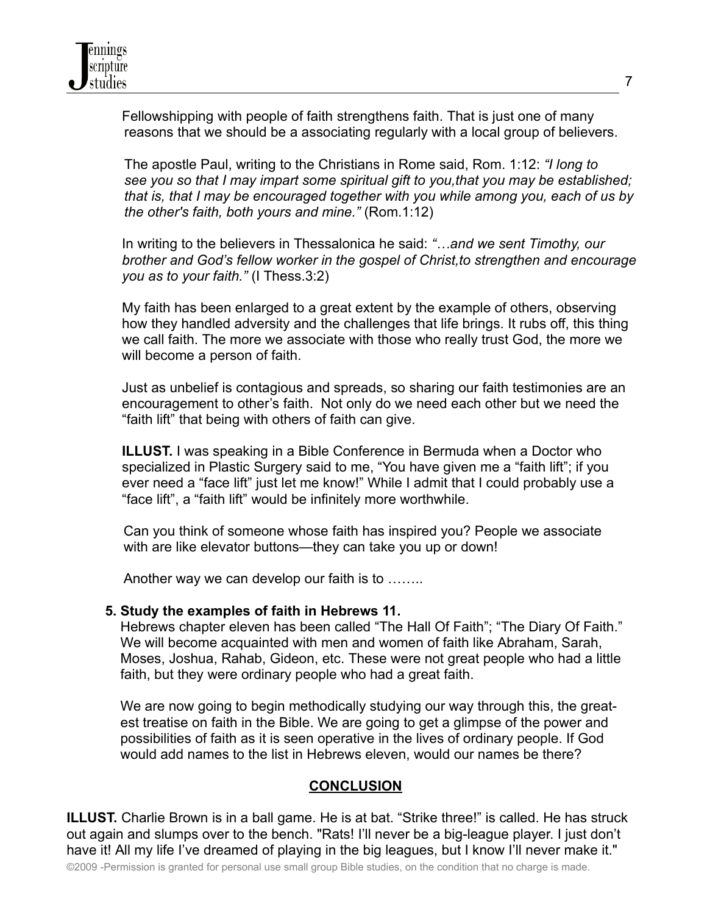Fellowshipping with people of faith strengthens faith. That is just one of many reasons that we should be a associating regularly with a local group of believers.

The apostle Paul, writing to the Christians in Rome said, Rom. 1:12: *"I long to see you so that I may impart some spiritual gift to you,that you may be established; that is, that I may be encouraged together with you while among you, each of us by the other's faith, both yours and mine."* (Rom.1:12)

In writing to the believers in Thessalonica he said: *"…and we sent Timothy, our brother and God's fellow worker in the gospel of Christ,to strengthen and encourage you as to your faith."* (I Thess.3:2)

My faith has been enlarged to a great extent by the example of others, observing how they handled adversity and the challenges that life brings. It rubs off, this thing we call faith. The more we associate with those who really trust God, the more we will become a person of faith.

Just as unbelief is contagious and spreads, so sharing our faith testimonies are an encouragement to other's faith. Not only do we need each other but we need the "faith lift" that being with others of faith can give.

**ILLUST.** I was speaking in a Bible Conference in Bermuda when a Doctor who specialized in Plastic Surgery said to me, "You have given me a "faith lift"; if you ever need a "face lift" just let me know!" While I admit that I could probably use a "face lift", a "faith lift" would be infinitely more worthwhile.

Can you think of someone whose faith has inspired you? People we associate with are like elevator buttons—they can take you up or down!

Another way we can develop our faith is to ……..

**5. Study the examples of faith in Hebrews 11.**

Hebrews chapter eleven has been called "The Hall Of Faith"; "The Diary Of Faith." We will become acquainted with men and women of faith like Abraham, Sarah, Moses, Joshua, Rahab, Gideon, etc. These were not great people who had a little faith, but they were ordinary people who had a great faith.

We are now going to begin methodically studying our way through this, the greatest treatise on faith in the Bible. We are going to get a glimpse of the power and possibilities of faith as it is seen operative in the lives of ordinary people. If God would add names to the list in Hebrews eleven, would our names be there?

## CONCLUSION

**ILLUST.** Charlie Brown is in a ball game. He is at bat. "Strike three!" is called. He has struck out again and slumps over to the bench. "Rats! I'll never be a big-league player. I just don't have it! All my life I've dreamed of playing in the big leagues, but I know I'll never make it."

©2009 -Permission is granted for personal use small group Bible studies, on the condition that no charge is made.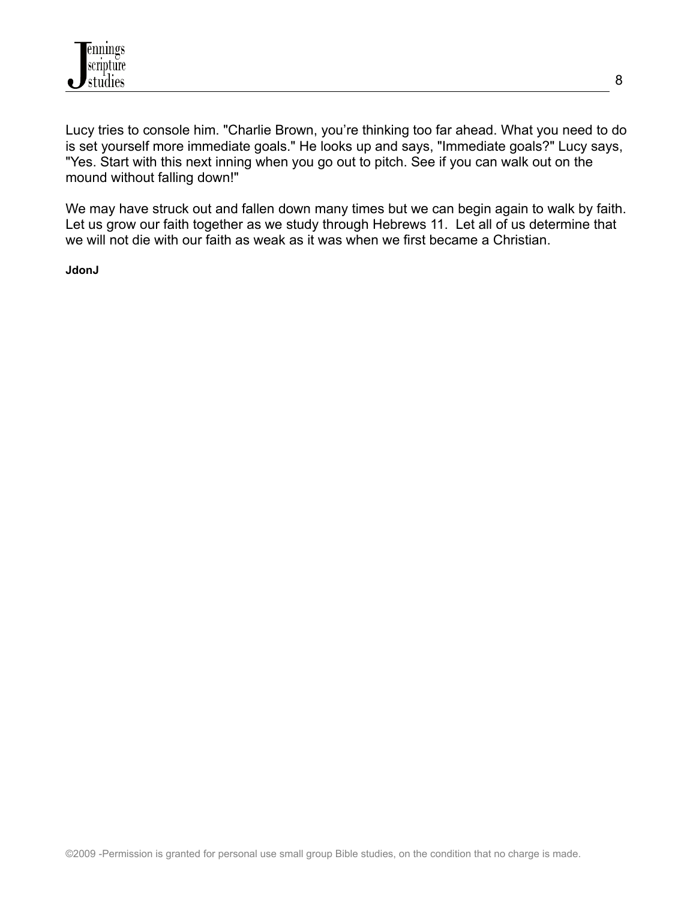Lucy tries to console him. "Charlie Brown, you're thinking too far ahead. What you need to do is set yourself more immediate goals." He looks up and says, "Immediate goals?" Lucy says, "Yes. Start with this next inning when you go out to pitch. See if you can walk out on the mound without falling down!"

We may have struck out and fallen down many times but we can begin again to walk by faith. Let us grow our faith together as we study through Hebrews 11. Let all of us determine that we will not die with our faith as weak as it was when we first became a Christian.

**JdonJ**

©2009 -Permission is granted for personal use small group Bible studies, on the condition that no charge is made.